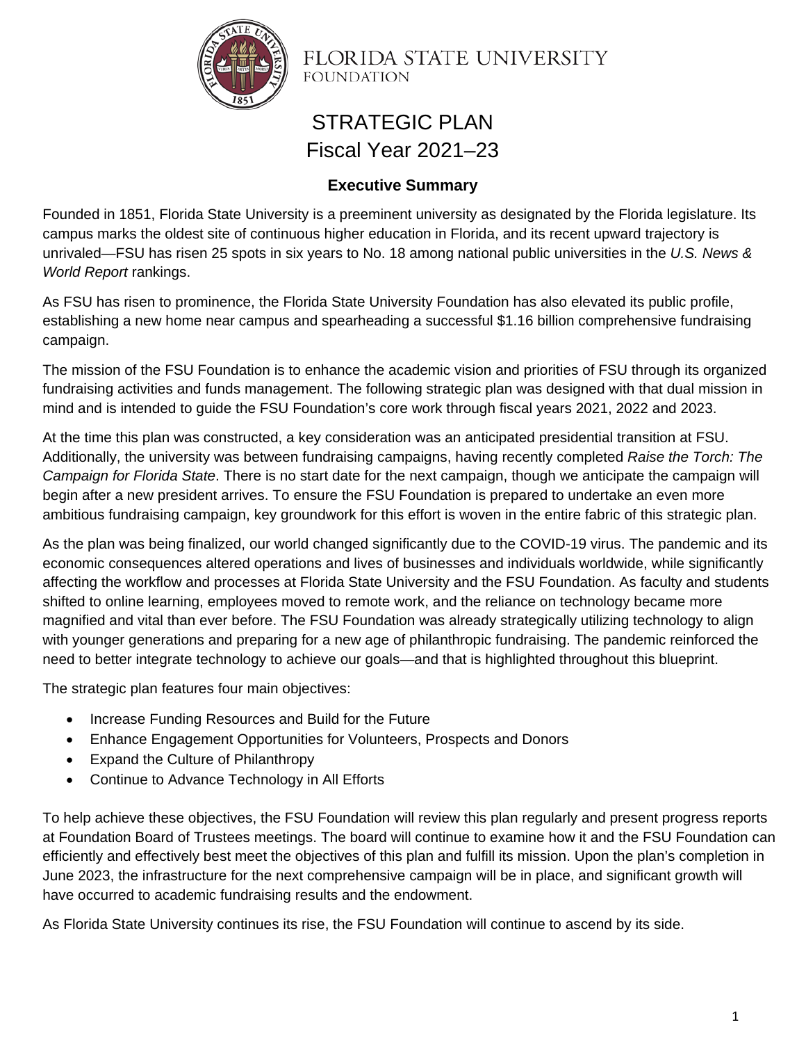FLORIDA STATE UNIVERSITY
FOUNDATION

# STRATEGIC PLAN
# Fiscal Year 2021–23

## Executive Summary

Founded in 1851, Florida State University is a preeminent university as designated by the Florida legislature. Its campus marks the oldest site of continuous higher education in Florida, and its recent upward trajectory is unrivaled—FSU has risen 25 spots in six years to No. 18 among national public universities in the *U.S. News & World Report* rankings.

As FSU has risen to prominence, the Florida State University Foundation has also elevated its public profile, establishing a new home near campus and spearheading a successful $1.16 billion comprehensive fundraising campaign.

The mission of the FSU Foundation is to enhance the academic vision and priorities of FSU through its organized fundraising activities and funds management. The following strategic plan was designed with that dual mission in mind and is intended to guide the FSU Foundation's core work through fiscal years 2021, 2022 and 2023.

At the time this plan was constructed, a key consideration was an anticipated presidential transition at FSU. Additionally, the university was between fundraising campaigns, having recently completed *Raise the Torch: The Campaign for Florida State*. There is no start date for the next campaign, though we anticipate the campaign will begin after a new president arrives. To ensure the FSU Foundation is prepared to undertake an even more ambitious fundraising campaign, key groundwork for this effort is woven in the entire fabric of this strategic plan.

As the plan was being finalized, our world changed significantly due to the COVID-19 virus. The pandemic and its economic consequences altered operations and lives of businesses and individuals worldwide, while significantly affecting the workflow and processes at Florida State University and the FSU Foundation. As faculty and students shifted to online learning, employees moved to remote work, and the reliance on technology became more magnified and vital than ever before. The FSU Foundation was already strategically utilizing technology to align with younger generations and preparing for a new age of philanthropic fundraising. The pandemic reinforced the need to better integrate technology to achieve our goals—and that is highlighted throughout this blueprint.

The strategic plan features four main objectives:

- Increase Funding Resources and Build for the Future
- Enhance Engagement Opportunities for Volunteers, Prospects and Donors
- Expand the Culture of Philanthropy
- Continue to Advance Technology in All Efforts

To help achieve these objectives, the FSU Foundation will review this plan regularly and present progress reports at Foundation Board of Trustees meetings. The board will continue to examine how it and the FSU Foundation can efficiently and effectively best meet the objectives of this plan and fulfill its mission. Upon the plan's completion in June 2023, the infrastructure for the next comprehensive campaign will be in place, and significant growth will have occurred to academic fundraising results and the endowment.

As Florida State University continues its rise, the FSU Foundation will continue to ascend by its side.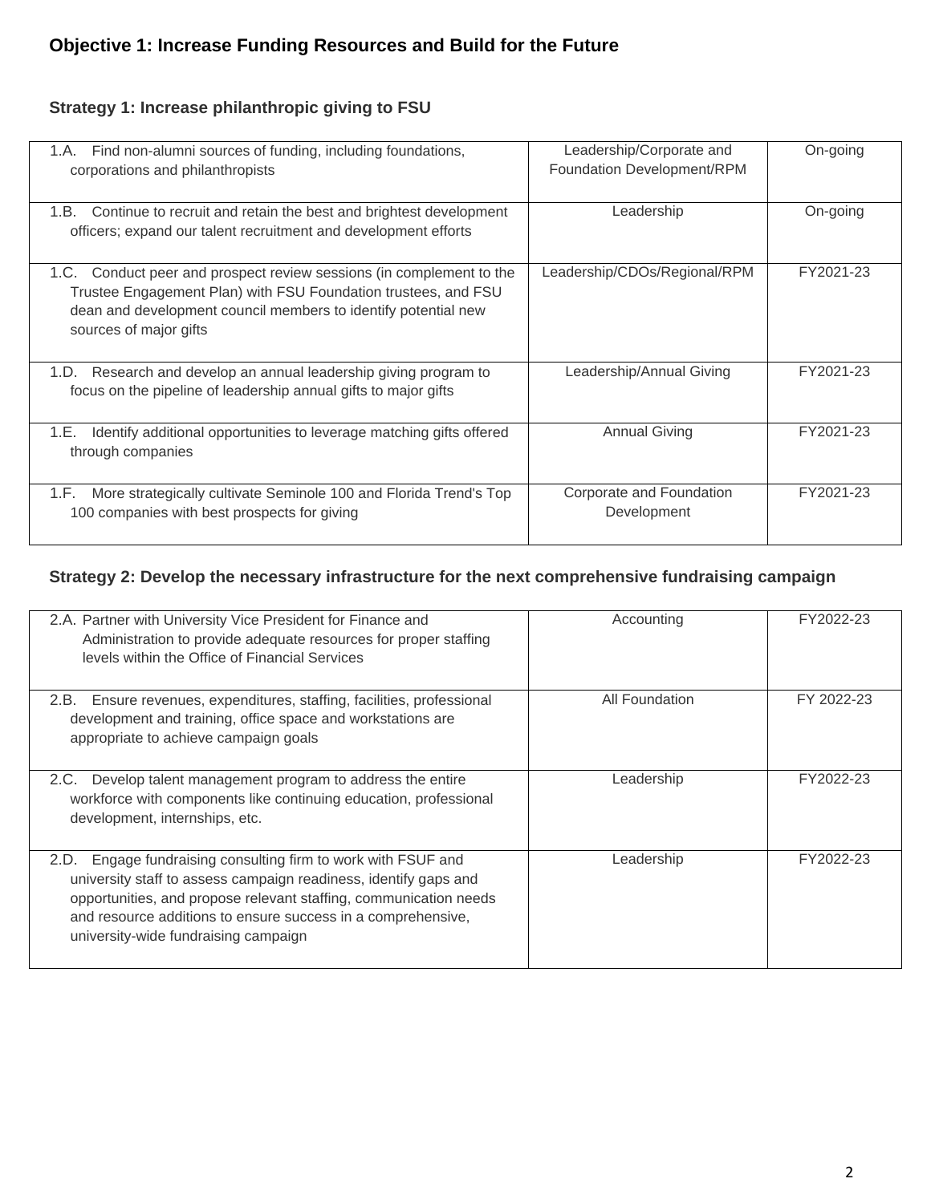## Objective 1: Increase Funding Resources and Build for the Future

### Strategy 1: Increase philanthropic giving to FSU

| | | |
|---|---|---|
| 1.A. Find non-alumni sources of funding, including foundations, corporations and philanthropists | Leadership/Corporate and Foundation Development/RPM | On-going |
| 1.B. Continue to recruit and retain the best and brightest development officers; expand our talent recruitment and development efforts | Leadership | On-going |
| 1.C. Conduct peer and prospect review sessions (in complement to the Trustee Engagement Plan) with FSU Foundation trustees, and FSU dean and development council members to identify potential new sources of major gifts | Leadership/CDOs/Regional/RPM | FY2021-23 |
| 1.D. Research and develop an annual leadership giving program to focus on the pipeline of leadership annual gifts to major gifts | Leadership/Annual Giving | FY2021-23 |
| 1.E. Identify additional opportunities to leverage matching gifts offered through companies | Annual Giving | FY2021-23 |
| 1.F. More strategically cultivate Seminole 100 and Florida Trend's Top 100 companies with best prospects for giving | Corporate and Foundation Development | FY2021-23 |

### Strategy 2: Develop the necessary infrastructure for the next comprehensive fundraising campaign

| | | |
|---|---|---|
| 2.A. Partner with University Vice President for Finance and Administration to provide adequate resources for proper staffing levels within the Office of Financial Services | Accounting | FY2022-23 |
| 2.B. Ensure revenues, expenditures, staffing, facilities, professional development and training, office space and workstations are appropriate to achieve campaign goals | All Foundation | FY 2022-23 |
| 2.C. Develop talent management program to address the entire workforce with components like continuing education, professional development, internships, etc. | Leadership | FY2022-23 |
| 2.D. Engage fundraising consulting firm to work with FSUF and university staff to assess campaign readiness, identify gaps and opportunities, and propose relevant staffing, communication needs and resource additions to ensure success in a comprehensive, university-wide fundraising campaign | Leadership | FY2022-23 |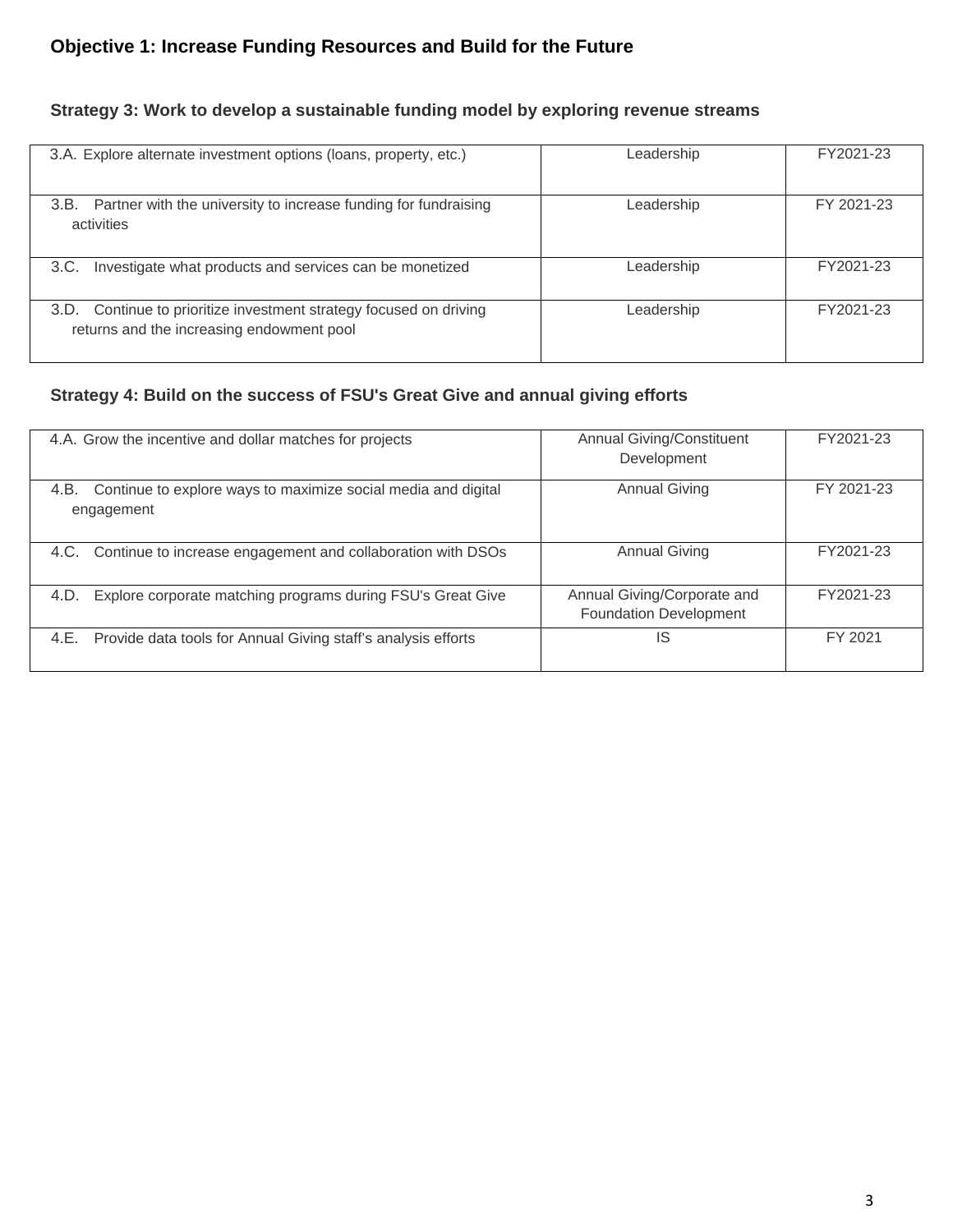## Objective 1: Increase Funding Resources and Build for the Future

### Strategy 3: Work to develop a sustainable funding model by exploring revenue streams

| | | |
|---|---|---|
| 3.A. Explore alternate investment options (loans, property, etc.) | Leadership | FY2021-23 |
| 3.B. Partner with the university to increase funding for fundraising activities | Leadership | FY 2021-23 |
| 3.C. Investigate what products and services can be monetized | Leadership | FY2021-23 |
| 3.D. Continue to prioritize investment strategy focused on driving returns and the increasing endowment pool | Leadership | FY2021-23 |

### Strategy 4: Build on the success of FSU's Great Give and annual giving efforts

| | | |
|---|---|---|
| 4.A. Grow the incentive and dollar matches for projects | Annual Giving/Constituent Development | FY2021-23 |
| 4.B. Continue to explore ways to maximize social media and digital engagement | Annual Giving | FY 2021-23 |
| 4.C. Continue to increase engagement and collaboration with DSOs | Annual Giving | FY2021-23 |
| 4.D. Explore corporate matching programs during FSU's Great Give | Annual Giving/Corporate and Foundation Development | FY2021-23 |
| 4.E. Provide data tools for Annual Giving staff's analysis efforts | IS | FY 2021 |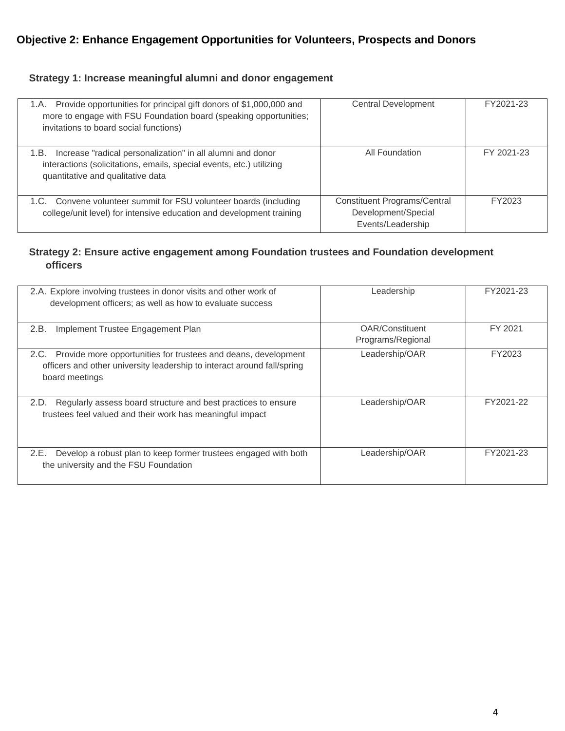## Objective 2: Enhance Engagement Opportunities for Volunteers, Prospects and Donors

### Strategy 1: Increase meaningful alumni and donor engagement

| | | |
|---|---|---|
| 1.A. Provide opportunities for principal gift donors of $1,000,000 and more to engage with FSU Foundation board (speaking opportunities; invitations to board social functions) | Central Development | FY2021-23 |
| 1.B. Increase "radical personalization" in all alumni and donor interactions (solicitations, emails, special events, etc.) utilizing quantitative and qualitative data | All Foundation | FY 2021-23 |
| 1.C. Convene volunteer summit for FSU volunteer boards (including college/unit level) for intensive education and development training | Constituent Programs/Central Development/Special Events/Leadership | FY2023 |

### Strategy 2: Ensure active engagement among Foundation trustees and Foundation development officers

| | | |
|---|---|---|
| 2.A. Explore involving trustees in donor visits and other work of development officers; as well as how to evaluate success | Leadership | FY2021-23 |
| 2.B. Implement Trustee Engagement Plan | OAR/Constituent Programs/Regional | FY 2021 |
| 2.C. Provide more opportunities for trustees and deans, development officers and other university leadership to interact around fall/spring board meetings | Leadership/OAR | FY2023 |
| 2.D. Regularly assess board structure and best practices to ensure trustees feel valued and their work has meaningful impact | Leadership/OAR | FY2021-22 |
| 2.E. Develop a robust plan to keep former trustees engaged with both the university and the FSU Foundation | Leadership/OAR | FY2021-23 |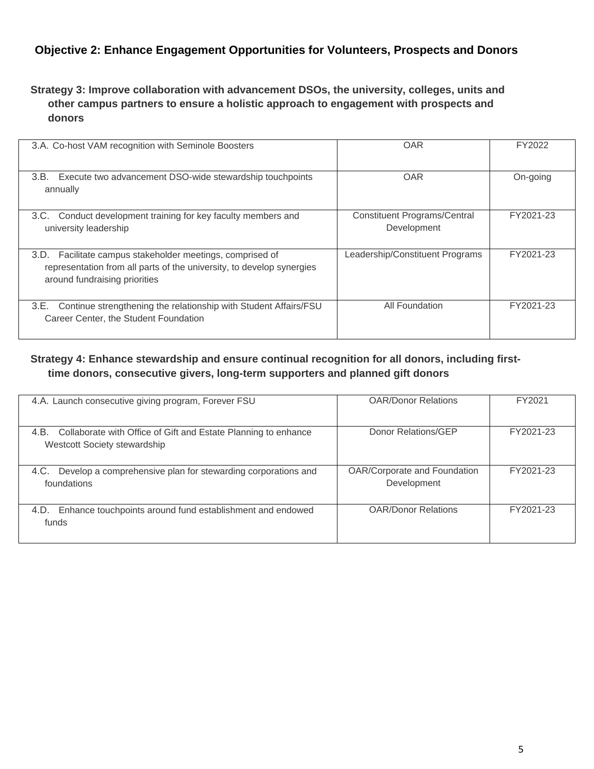### Objective 2: Enhance Engagement Opportunities for Volunteers, Prospects and Donors

#### Strategy 3: Improve collaboration with advancement DSOs, the university, colleges, units and other campus partners to ensure a holistic approach to engagement with prospects and donors

| | | |
|---|---|---|
| 3.A. Co-host VAM recognition with Seminole Boosters | OAR | FY2022 |
| 3.B. Execute two advancement DSO-wide stewardship touchpoints annually | OAR | On-going |
| 3.C. Conduct development training for key faculty members and university leadership | Constituent Programs/Central Development | FY2021-23 |
| 3.D. Facilitate campus stakeholder meetings, comprised of representation from all parts of the university, to develop synergies around fundraising priorities | Leadership/Constituent Programs | FY2021-23 |
| 3.E. Continue strengthening the relationship with Student Affairs/FSU Career Center, the Student Foundation | All Foundation | FY2021-23 |

#### Strategy 4: Enhance stewardship and ensure continual recognition for all donors, including first-time donors, consecutive givers, long-term supporters and planned gift donors

| | | |
|---|---|---|
| 4.A. Launch consecutive giving program, Forever FSU | OAR/Donor Relations | FY2021 |
| 4.B. Collaborate with Office of Gift and Estate Planning to enhance Westcott Society stewardship | Donor Relations/GEP | FY2021-23 |
| 4.C. Develop a comprehensive plan for stewarding corporations and foundations | OAR/Corporate and Foundation Development | FY2021-23 |
| 4.D. Enhance touchpoints around fund establishment and endowed funds | OAR/Donor Relations | FY2021-23 |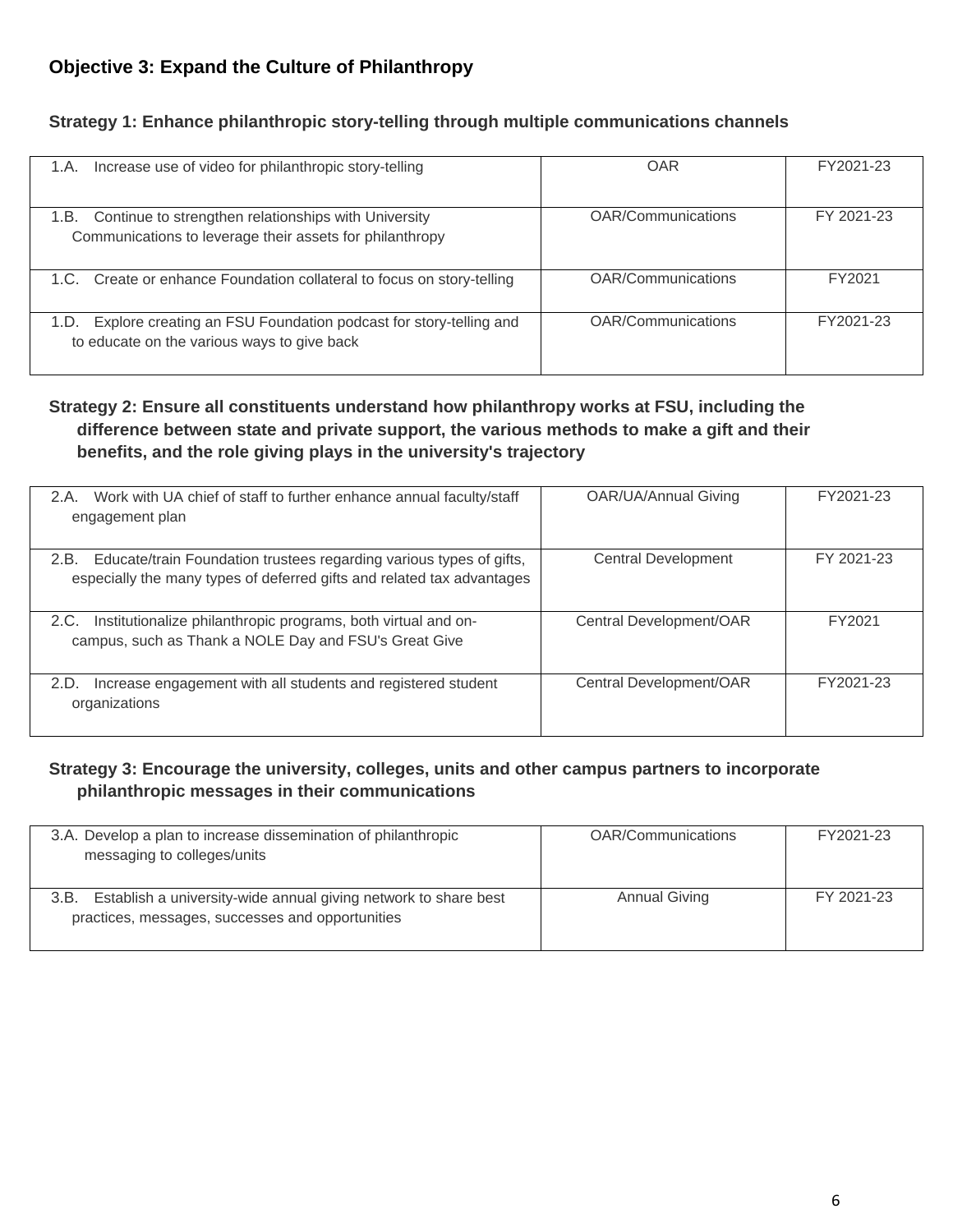### Objective 3: Expand the Culture of Philanthropy

#### Strategy 1: Enhance philanthropic story-telling through multiple communications channels

| | | |
|---|---|---|
| 1.A. Increase use of video for philanthropic story-telling | OAR | FY2021-23 |
| 1.B. Continue to strengthen relationships with University Communications to leverage their assets for philanthropy | OAR/Communications | FY 2021-23 |
| 1.C. Create or enhance Foundation collateral to focus on story-telling | OAR/Communications | FY2021 |
| 1.D. Explore creating an FSU Foundation podcast for story-telling and to educate on the various ways to give back | OAR/Communications | FY2021-23 |

#### Strategy 2: Ensure all constituents understand how philanthropy works at FSU, including the difference between state and private support, the various methods to make a gift and their benefits, and the role giving plays in the university's trajectory

| | | |
|---|---|---|
| 2.A. Work with UA chief of staff to further enhance annual faculty/staff engagement plan | OAR/UA/Annual Giving | FY2021-23 |
| 2.B. Educate/train Foundation trustees regarding various types of gifts, especially the many types of deferred gifts and related tax advantages | Central Development | FY 2021-23 |
| 2.C. Institutionalize philanthropic programs, both virtual and on-campus, such as Thank a NOLE Day and FSU's Great Give | Central Development/OAR | FY2021 |
| 2.D. Increase engagement with all students and registered student organizations | Central Development/OAR | FY2021-23 |

#### Strategy 3: Encourage the university, colleges, units and other campus partners to incorporate philanthropic messages in their communications

| | | |
|---|---|---|
| 3.A. Develop a plan to increase dissemination of philanthropic messaging to colleges/units | OAR/Communications | FY2021-23 |
| 3.B. Establish a university-wide annual giving network to share best practices, messages, successes and opportunities | Annual Giving | FY 2021-23 |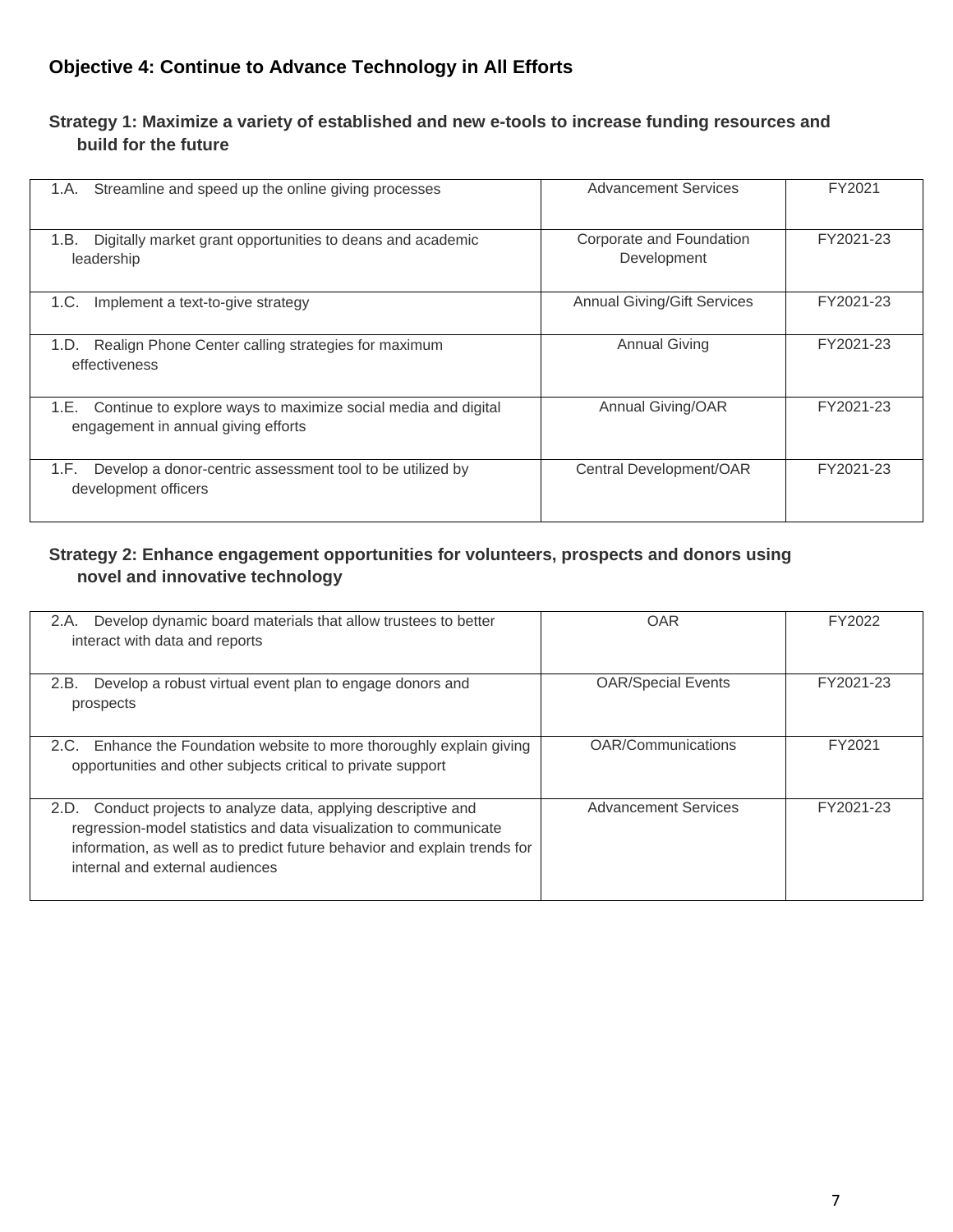### Objective 4: Continue to Advance Technology in All Efforts

#### Strategy 1: Maximize a variety of established and new e-tools to increase funding resources and build for the future

| | | |
|---|---|---|
| 1.A. Streamline and speed up the online giving processes | Advancement Services | FY2021 |
| 1.B. Digitally market grant opportunities to deans and academic leadership | Corporate and Foundation Development | FY2021-23 |
| 1.C. Implement a text-to-give strategy | Annual Giving/Gift Services | FY2021-23 |
| 1.D. Realign Phone Center calling strategies for maximum effectiveness | Annual Giving | FY2021-23 |
| 1.E. Continue to explore ways to maximize social media and digital engagement in annual giving efforts | Annual Giving/OAR | FY2021-23 |
| 1.F. Develop a donor-centric assessment tool to be utilized by development officers | Central Development/OAR | FY2021-23 |

#### Strategy 2: Enhance engagement opportunities for volunteers, prospects and donors using novel and innovative technology

| | | |
|---|---|---|
| 2.A. Develop dynamic board materials that allow trustees to better interact with data and reports | OAR | FY2022 |
| 2.B. Develop a robust virtual event plan to engage donors and prospects | OAR/Special Events | FY2021-23 |
| 2.C. Enhance the Foundation website to more thoroughly explain giving opportunities and other subjects critical to private support | OAR/Communications | FY2021 |
| 2.D. Conduct projects to analyze data, applying descriptive and regression-model statistics and data visualization to communicate information, as well as to predict future behavior and explain trends for internal and external audiences | Advancement Services | FY2021-23 |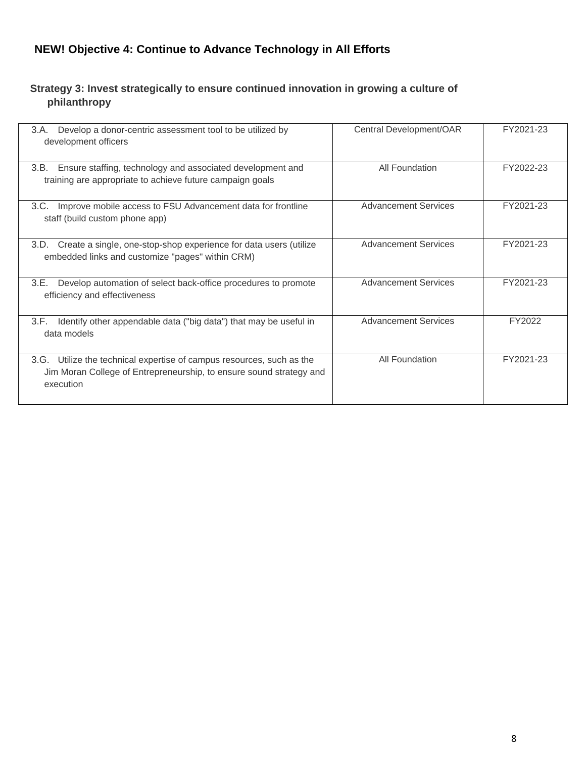## NEW! Objective 4: Continue to Advance Technology in All Efforts

### Strategy 3: Invest strategically to ensure continued innovation in growing a culture of philanthropy

| | | |
|---|---|---|
| 3.A. Develop a donor-centric assessment tool to be utilized by development officers | Central Development/OAR | FY2021-23 |
| 3.B. Ensure staffing, technology and associated development and training are appropriate to achieve future campaign goals | All Foundation | FY2022-23 |
| 3.C. Improve mobile access to FSU Advancement data for frontline staff (build custom phone app) | Advancement Services | FY2021-23 |
| 3.D. Create a single, one-stop-shop experience for data users (utilize embedded links and customize "pages" within CRM) | Advancement Services | FY2021-23 |
| 3.E. Develop automation of select back-office procedures to promote efficiency and effectiveness | Advancement Services | FY2021-23 |
| 3.F. Identify other appendable data ("big data") that may be useful in data models | Advancement Services | FY2022 |
| 3.G. Utilize the technical expertise of campus resources, such as the Jim Moran College of Entrepreneurship, to ensure sound strategy and execution | All Foundation | FY2021-23 |